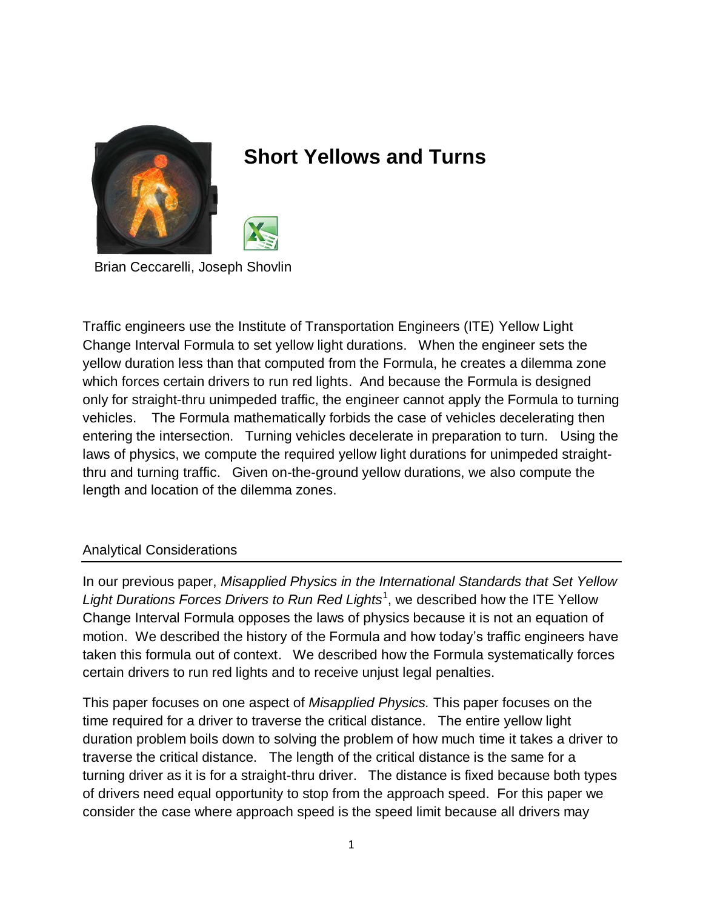# Short Yellows and Turns

Brian Ceccarelli, Joseph Shovlin

Traffic engineers use the Institute of Transportation Engineers (ITE) Yellow Light Change Interval Formula to set yellow light durations. When the engineer sets the yellow duration less than that computed from the Formula, he creates a dilemma zone which forces certain drivers to run red lights. And because the Formula is designed only for straight-thru unimpeded traffic, the engineer cannot apply the Formula to turning vehicles. The Formula mathematically forbids the case of vehicles decelerating then entering the intersection. Turning vehicles decelerate in preparation to turn. Using the laws of physics, we compute the required yellow light durations for unimpeded straight-thru and turning traffic. Given on-the-ground yellow durations, we also compute the length and location of the dilemma zones.

## Analytical Considerations

In our previous paper, *Misapplied Physics in the International Standards that Set Yellow Light Durations Forces Drivers to Run Red Lights*[1], we described how the ITE Yellow Change Interval Formula opposes the laws of physics because it is not an equation of motion. We described the history of the Formula and how today's traffic engineers have taken this formula out of context. We described how the Formula systematically forces certain drivers to run red lights and to receive unjust legal penalties.

This paper focuses on one aspect of *Misapplied Physics.* This paper focuses on the time required for a driver to traverse the critical distance. The entire yellow light duration problem boils down to solving the problem of how much time it takes a driver to traverse the critical distance. The length of the critical distance is the same for a turning driver as it is for a straight-thru driver. The distance is fixed because both types of drivers need equal opportunity to stop from the approach speed. For this paper we consider the case where approach speed is the speed limit because all drivers may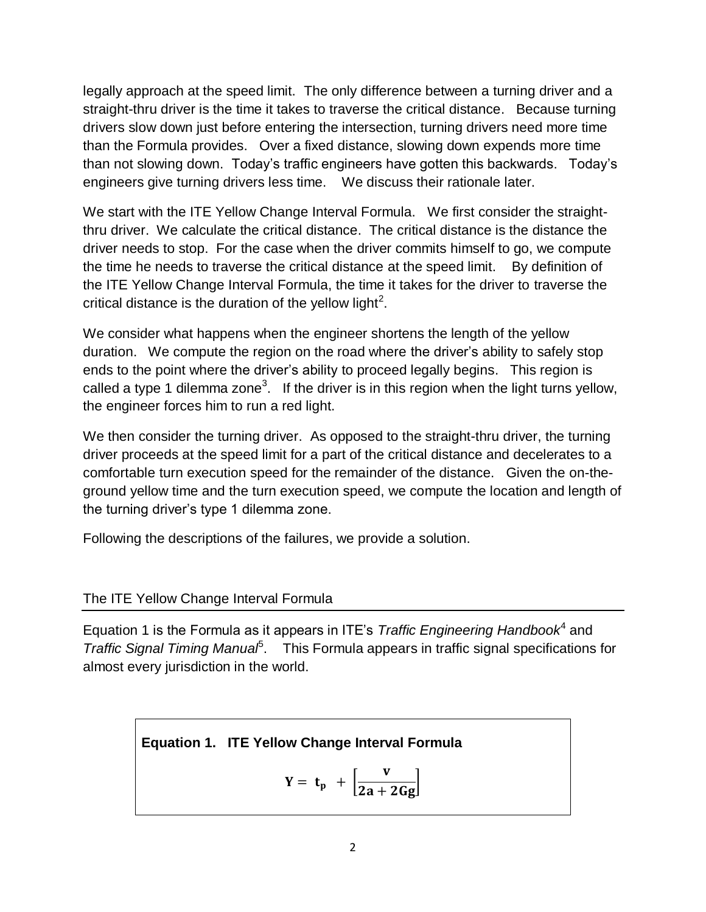legally approach at the speed limit. The only difference between a turning driver and a straight-thru driver is the time it takes to traverse the critical distance. Because turning drivers slow down just before entering the intersection, turning drivers need more time than the Formula provides. Over a fixed distance, slowing down expends more time than not slowing down. Today's traffic engineers have gotten this backwards. Today's engineers give turning drivers less time. We discuss their rationale later.

We start with the ITE Yellow Change Interval Formula. We first consider the straight-thru driver. We calculate the critical distance. The critical distance is the distance the driver needs to stop. For the case when the driver commits himself to go, we compute the time he needs to traverse the critical distance at the speed limit. By definition of the ITE Yellow Change Interval Formula, the time it takes for the driver to traverse the critical distance is the duration of the yellow light[2].

We consider what happens when the engineer shortens the length of the yellow duration. We compute the region on the road where the driver's ability to safely stop ends to the point where the driver's ability to proceed legally begins. This region is called a type 1 dilemma zone[3]. If the driver is in this region when the light turns yellow, the engineer forces him to run a red light.

We then consider the turning driver. As opposed to the straight-thru driver, the turning driver proceeds at the speed limit for a part of the critical distance and decelerates to a comfortable turn execution speed for the remainder of the distance. Given the on-the-ground yellow time and the turn execution speed, we compute the location and length of the turning driver's type 1 dilemma zone.

Following the descriptions of the failures, we provide a solution.

## The ITE Yellow Change Interval Formula

Equation 1 is the Formula as it appears in ITE's *Traffic Engineering Handbook*[4] and *Traffic Signal Timing Manual*[5]. This Formula appears in traffic signal specifications for almost every jurisdiction in the world.

**Equation 1. ITE Yellow Change Interval Formula**

$$\mathbf{Y} = \mathbf{t_p} + \left[\frac{\mathbf{v}}{\mathbf{2a + 2Gg}}\right]$$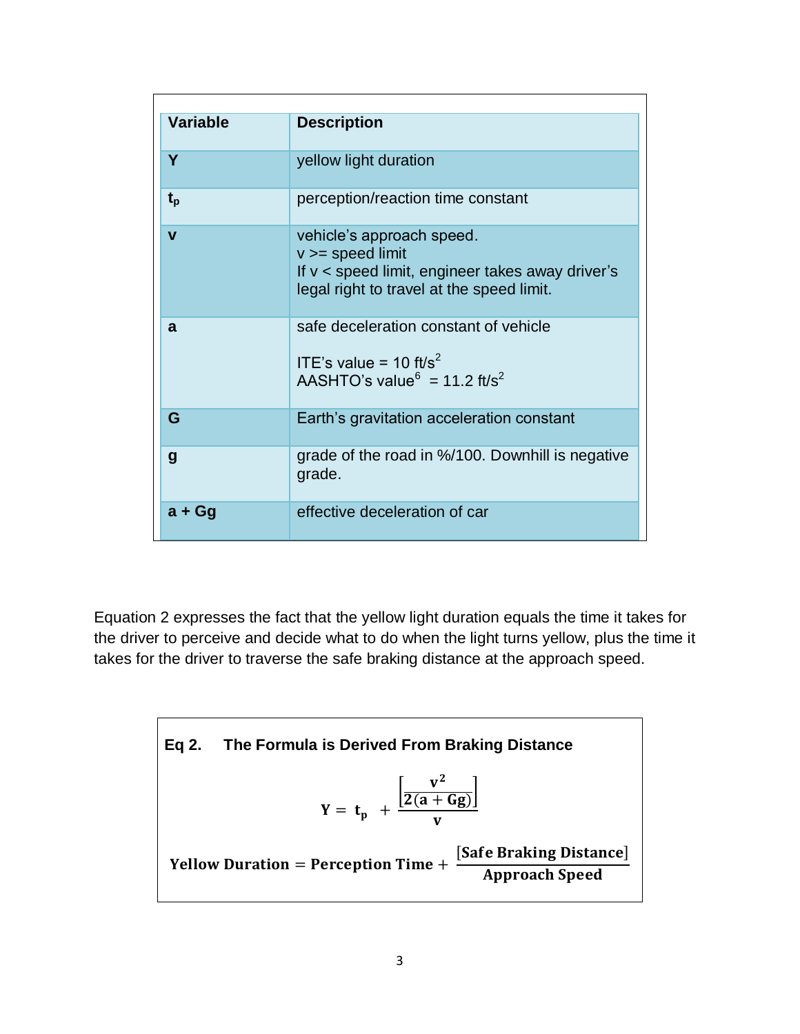| Variable | Description |
|---|---|
| **Y** | yellow light duration |
| $\mathbf{t_p}$ | perception/reaction time constant |
| **v** | vehicle's approach speed.<br>v >= speed limit<br>If v < speed limit, engineer takes away driver's legal right to travel at the speed limit. |
| **a** | safe deceleration constant of vehicle<br><br>ITE's value = 10 $ft/s^2$<br>AASHTO's value[6] = 11.2 $ft/s^2$ |
| **G** | Earth's gravitation acceleration constant |
| **g** | grade of the road in %/100. Downhill is negative grade. |
| **a + Gg** | effective deceleration of car |

Equation 2 expresses the fact that the yellow light duration equals the time it takes for the driver to perceive and decide what to do when the light turns yellow, plus the time it takes for the driver to traverse the safe braking distance at the approach speed.

**Eq 2. The Formula is Derived From Braking Distance**

$$\mathbf{Y} = \mathbf{t_p} + \frac{\left[\frac{\mathbf{v}^2}{2(\mathbf{a} + \mathbf{Gg})}\right]}{\mathbf{v}}$$

$$\textbf{Yellow Duration} = \textbf{Perception Time} + \frac{[\textbf{Safe Braking Distance}]}{\textbf{Approach Speed}}$$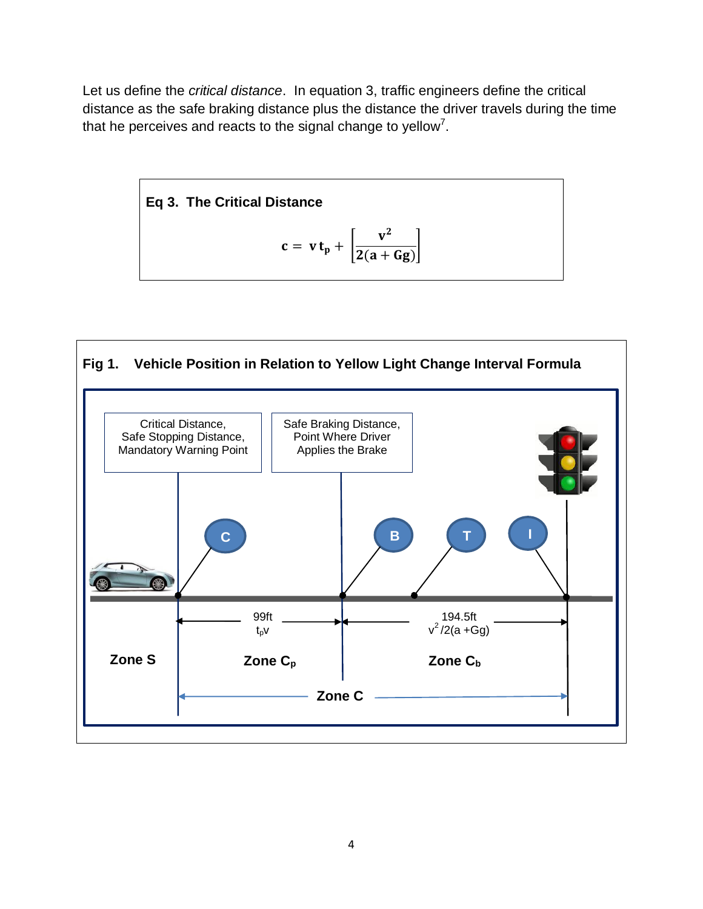Let us define the *critical distance*. In equation 3, traffic engineers define the critical distance as the safe braking distance plus the distance the driver travels during the time that he perceives and reacts to the signal change to yellow[7].

**Eq 3. The Critical Distance**

$$\mathbf{c = v\,t_p + \left[\frac{v^2}{2(a + Gg)}\right]}$$

**Fig 1. Vehicle Position in Relation to Yellow Light Change Interval Formula**

Critical Distance, Safe Stopping Distance, Mandatory Warning Point

Safe Braking Distance, Point Where Driver Applies the Brake

C

B

T

I

99ft $t_pv$

194.5ft $v^2/2(a+Gg)$

Zone S

Zone $C_p$

Zone $C_b$

Zone C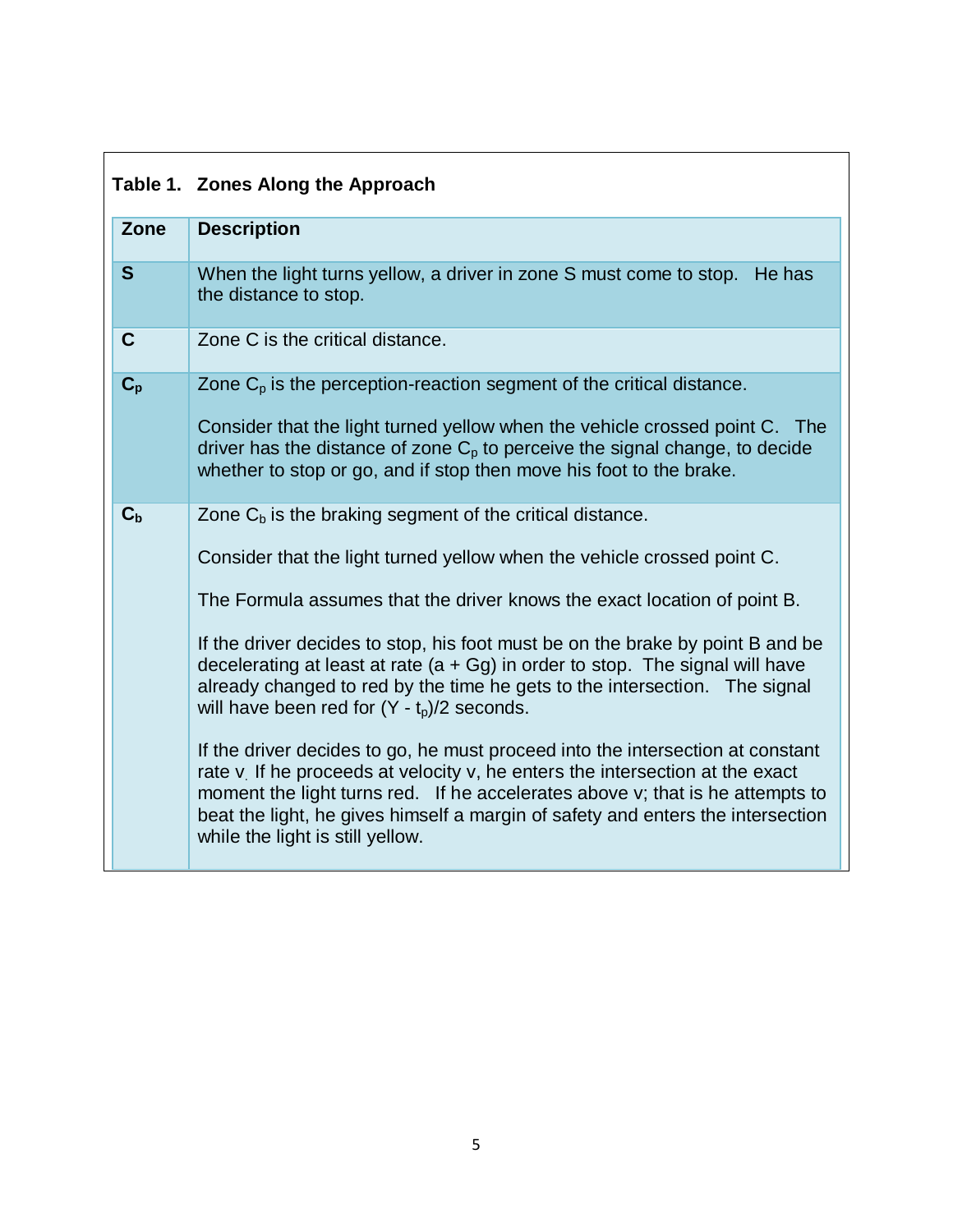**Table 1. Zones Along the Approach**

| Zone | Description |
|---|---|
| **S** | When the light turns yellow, a driver in zone S must come to stop. He has the distance to stop. |
| **C** | Zone C is the critical distance. |
| **$C_p$** | Zone $C_p$ is the perception-reaction segment of the critical distance.<br><br>Consider that the light turned yellow when the vehicle crossed point C. The driver has the distance of zone $C_p$ to perceive the signal change, to decide whether to stop or go, and if stop then move his foot to the brake. |
| **$C_b$** | Zone $C_b$ is the braking segment of the critical distance.<br><br>Consider that the light turned yellow when the vehicle crossed point C.<br><br>The Formula assumes that the driver knows the exact location of point B.<br><br>If the driver decides to stop, his foot must be on the brake by point B and be decelerating at least at rate (a + Gg) in order to stop. The signal will have already changed to red by the time he gets to the intersection. The signal will have been red for $(Y - t_p)/2$ seconds.<br><br>If the driver decides to go, he must proceed into the intersection at constant rate v. If he proceeds at velocity v, he enters the intersection at the exact moment the light turns red. If he accelerates above v; that is he attempts to beat the light, he gives himself a margin of safety and enters the intersection while the light is still yellow. |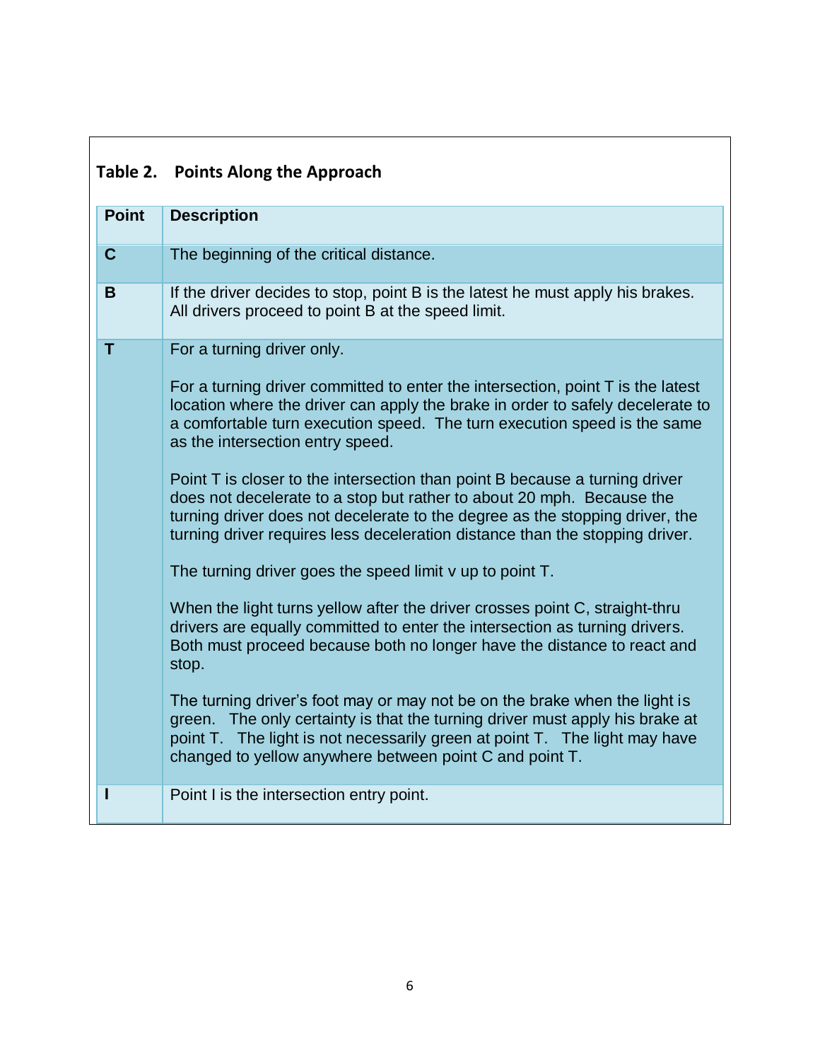**Table 2. Points Along the Approach**

| Point | Description |
|---|---|
| C | The beginning of the critical distance. |
| B | If the driver decides to stop, point B is the latest he must apply his brakes. All drivers proceed to point B at the speed limit. |
| T | For a turning driver only.<br><br>For a turning driver committed to enter the intersection, point T is the latest location where the driver can apply the brake in order to safely decelerate to a comfortable turn execution speed. The turn execution speed is the same as the intersection entry speed.<br><br>Point T is closer to the intersection than point B because a turning driver does not decelerate to a stop but rather to about 20 mph. Because the turning driver does not decelerate to the degree as the stopping driver, the turning driver requires less deceleration distance than the stopping driver.<br><br>The turning driver goes the speed limit $v$ up to point T.<br><br>When the light turns yellow after the driver crosses point C, straight-thru drivers are equally committed to enter the intersection as turning drivers. Both must proceed because both no longer have the distance to react and stop.<br><br>The turning driver's foot may or may not be on the brake when the light is green. The only certainty is that the turning driver must apply his brake at point T. The light is not necessarily green at point T. The light may have changed to yellow anywhere between point C and point T. |
| I | Point I is the intersection entry point. |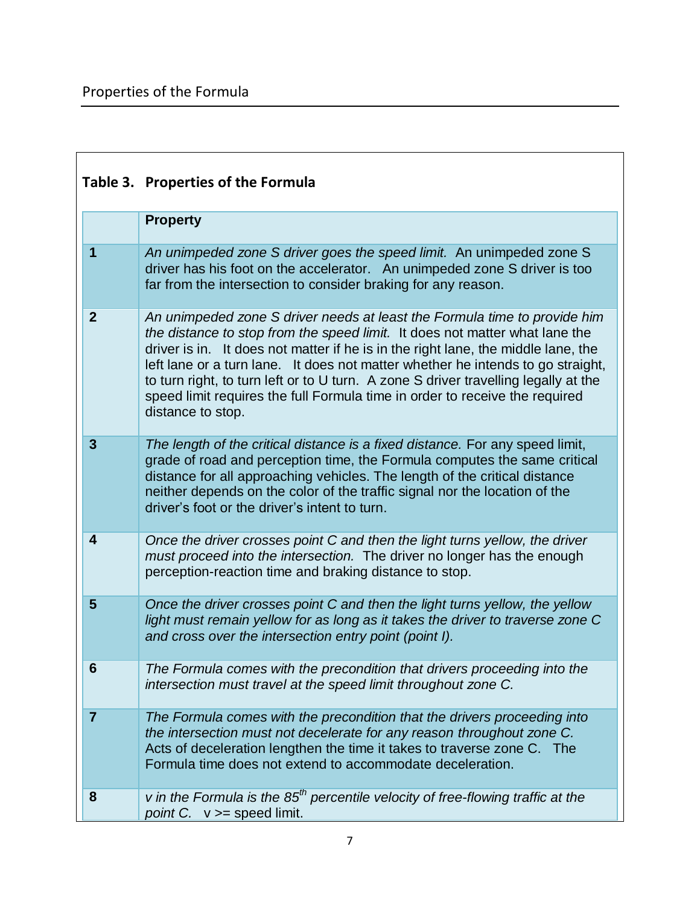## Properties of the Formula

**Table 3. Properties of the Formula**

| | **Property** |
|---|---|
| **1** | *An unimpeded zone S driver goes the speed limit.* An unimpeded zone S driver has his foot on the accelerator. An unimpeded zone S driver is too far from the intersection to consider braking for any reason. |
| **2** | *An unimpeded zone S driver needs at least the Formula time to provide him the distance to stop from the speed limit.* It does not matter what lane the driver is in. It does not matter if he is in the right lane, the middle lane, the left lane or a turn lane. It does not matter whether he intends to go straight, to turn right, to turn left or to U turn. A zone S driver travelling legally at the speed limit requires the full Formula time in order to receive the required distance to stop. |
| **3** | *The length of the critical distance is a fixed distance.* For any speed limit, grade of road and perception time, the Formula computes the same critical distance for all approaching vehicles. The length of the critical distance neither depends on the color of the traffic signal nor the location of the driver's foot or the driver's intent to turn. |
| **4** | *Once the driver crosses point C and then the light turns yellow, the driver must proceed into the intersection.* The driver no longer has the enough perception-reaction time and braking distance to stop. |
| **5** | *Once the driver crosses point C and then the light turns yellow, the yellow light must remain yellow for as long as it takes the driver to traverse zone C and cross over the intersection entry point (point I).* |
| **6** | *The Formula comes with the precondition that drivers proceeding into the intersection must travel at the speed limit throughout zone C.* |
| **7** | *The Formula comes with the precondition that the drivers proceeding into the intersection must not decelerate for any reason throughout zone C.* Acts of deceleration lengthen the time it takes to traverse zone C. The Formula time does not extend to accommodate deceleration. |
| **8** | *v in the Formula is the $85^{th}$ percentile velocity of free-flowing traffic at the point C.* $v >=$ speed limit. |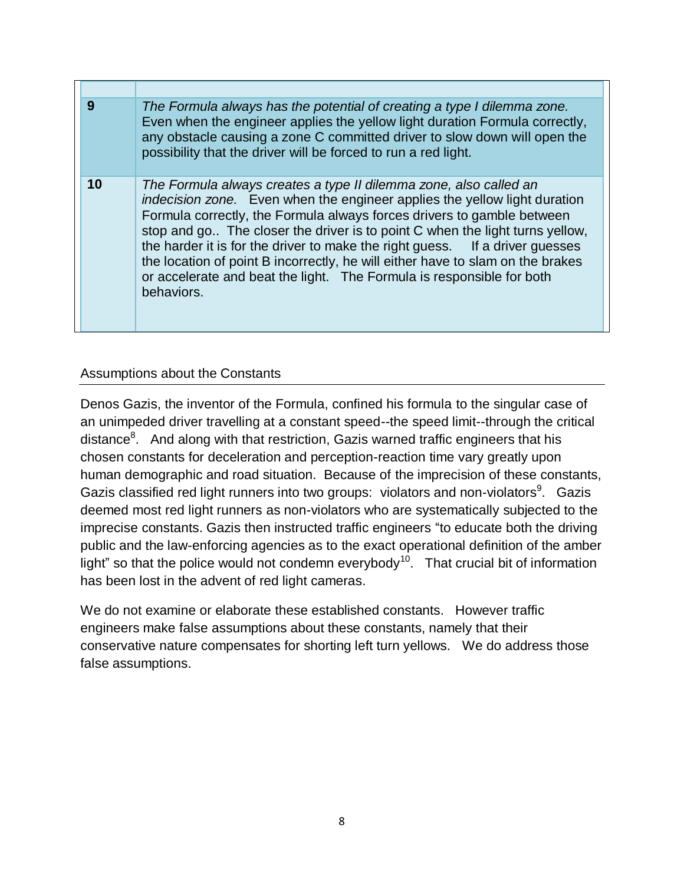| | |
|---|---|
| **9** | *The Formula always has the potential of creating a type I dilemma zone.* Even when the engineer applies the yellow light duration Formula correctly, any obstacle causing a zone C committed driver to slow down will open the possibility that the driver will be forced to run a red light. |
| **10** | *The Formula always creates a type II dilemma zone, also called an indecision zone.* Even when the engineer applies the yellow light duration Formula correctly, the Formula always forces drivers to gamble between stop and go.. The closer the driver is to point C when the light turns yellow, the harder it is for the driver to make the right guess. If a driver guesses the location of point B incorrectly, he will either have to slam on the brakes or accelerate and beat the light. The Formula is responsible for both behaviors. |

## Assumptions about the Constants

Denos Gazis, the inventor of the Formula, confined his formula to the singular case of an unimpeded driver travelling at a constant speed--the speed limit--through the critical distance[8]. And along with that restriction, Gazis warned traffic engineers that his chosen constants for deceleration and perception-reaction time vary greatly upon human demographic and road situation. Because of the imprecision of these constants, Gazis classified red light runners into two groups: violators and non-violators[9]. Gazis deemed most red light runners as non-violators who are systematically subjected to the imprecise constants. Gazis then instructed traffic engineers "to educate both the driving public and the law-enforcing agencies as to the exact operational definition of the amber light" so that the police would not condemn everybody[10]. That crucial bit of information has been lost in the advent of red light cameras.

We do not examine or elaborate these established constants. However traffic engineers make false assumptions about these constants, namely that their conservative nature compensates for shorting left turn yellows. We do address those false assumptions.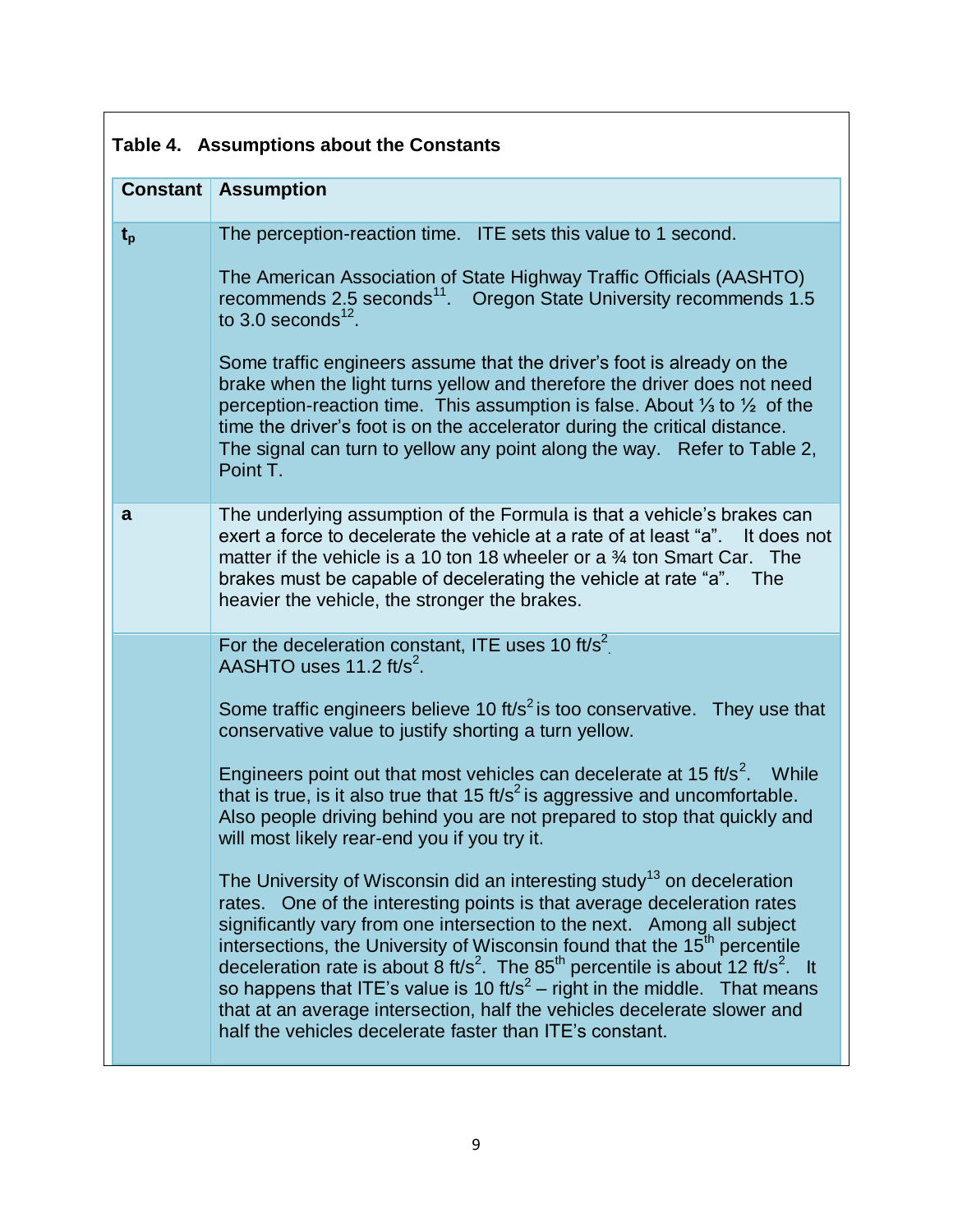**Table 4. Assumptions about the Constants**

| Constant | Assumption |
|---|---|
| $t_p$ | The perception-reaction time. ITE sets this value to 1 second.<br><br>The American Association of State Highway Traffic Officials (AASHTO) recommends 2.5 seconds[11]. Oregon State University recommends 1.5 to 3.0 seconds[12].<br><br>Some traffic engineers assume that the driver's foot is already on the brake when the light turns yellow and therefore the driver does not need perception-reaction time. This assumption is false. About ⅓ to ½ of the time the driver's foot is on the accelerator during the critical distance. The signal can turn to yellow any point along the way. Refer to Table 2, Point T. |
| a | The underlying assumption of the Formula is that a vehicle's brakes can exert a force to decelerate the vehicle at a rate of at least "a". It does not matter if the vehicle is a 10 ton 18 wheeler or a ¾ ton Smart Car. The brakes must be capable of decelerating the vehicle at rate "a". The heavier the vehicle, the stronger the brakes. |
| | For the deceleration constant, ITE uses 10 $ft/s^2$.<br>AASHTO uses 11.2 $ft/s^2$.<br><br>Some traffic engineers believe 10 $ft/s^2$ is too conservative. They use that conservative value to justify shorting a turn yellow.<br><br>Engineers point out that most vehicles can decelerate at 15 $ft/s^2$. While that is true, is it also true that 15 $ft/s^2$ is aggressive and uncomfortable. Also people driving behind you are not prepared to stop that quickly and will most likely rear-end you if you try it.<br><br>The University of Wisconsin did an interesting study[13] on deceleration rates. One of the interesting points is that average deceleration rates significantly vary from one intersection to the next. Among all subject intersections, the University of Wisconsin found that the 15th percentile deceleration rate is about 8 $ft/s^2$. The 85th percentile is about 12 $ft/s^2$. It so happens that ITE's value is 10 $ft/s^2$ – right in the middle. That means that at an average intersection, half the vehicles decelerate slower and half the vehicles decelerate faster than ITE's constant. |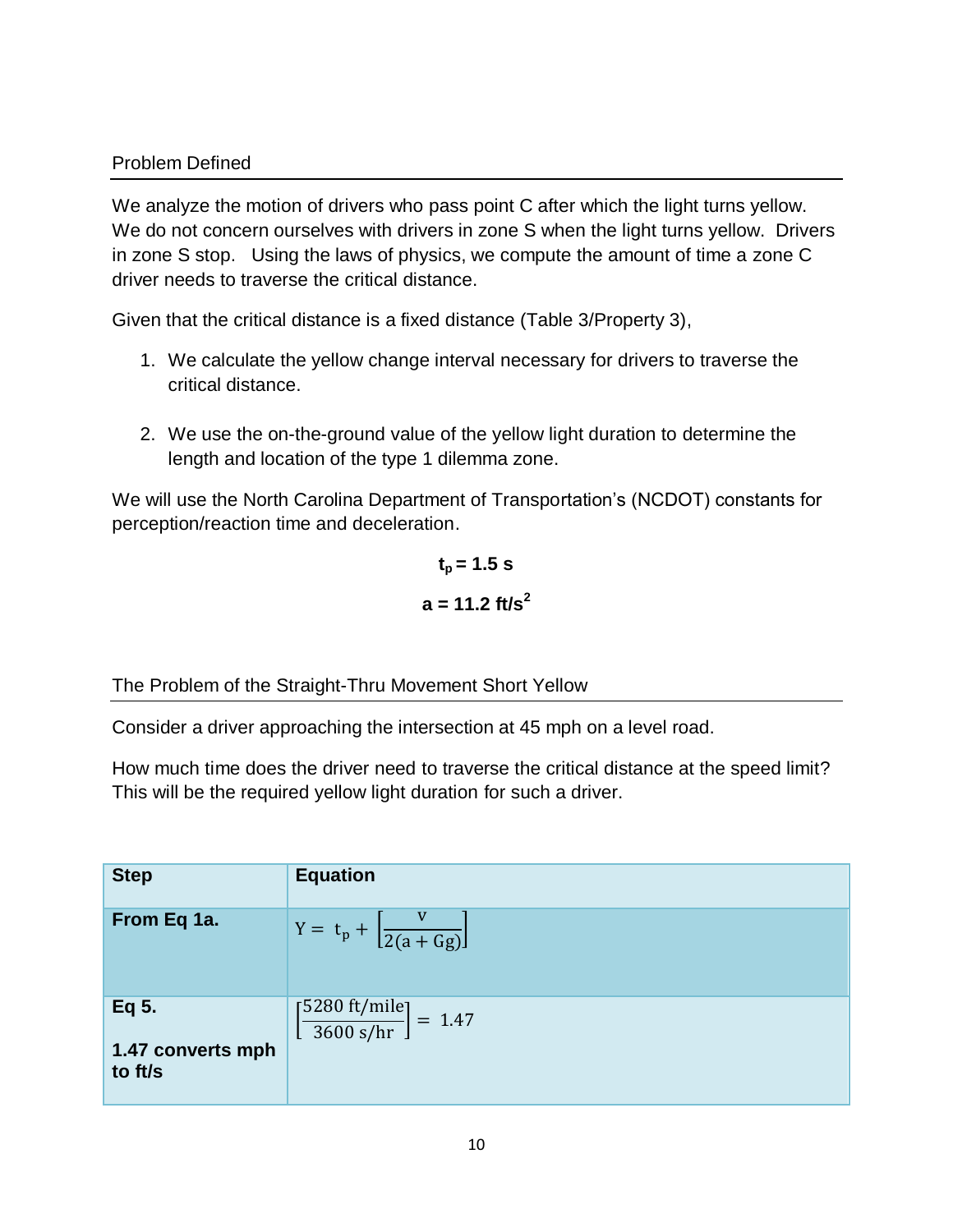## Problem Defined

We analyze the motion of drivers who pass point C after which the light turns yellow. We do not concern ourselves with drivers in zone S when the light turns yellow. Drivers in zone S stop. Using the laws of physics, we compute the amount of time a zone C driver needs to traverse the critical distance.

Given that the critical distance is a fixed distance (Table 3/Property 3),

1. We calculate the yellow change interval necessary for drivers to traverse the critical distance.

2. We use the on-the-ground value of the yellow light duration to determine the length and location of the type 1 dilemma zone.

We will use the North Carolina Department of Transportation's (NCDOT) constants for perception/reaction time and deceleration.

$$\mathbf{t_p = 1.5\ s}$$

$$\mathbf{a = 11.2\ ft/s^2}$$

## The Problem of the Straight-Thru Movement Short Yellow

Consider a driver approaching the intersection at 45 mph on a level road.

How much time does the driver need to traverse the critical distance at the speed limit? This will be the required yellow light duration for such a driver.

| **Step** | **Equation** |
|---|---|
| **From Eq 1a.** | $Y = t_p + \left[\frac{v}{2(a + Gg)}\right]$ |
| **Eq 5.** **1.47 converts mph to ft/s** | $\left[\frac{5280 \text{ ft/mile}}{3600 \text{ s/hr}}\right] = 1.47$ |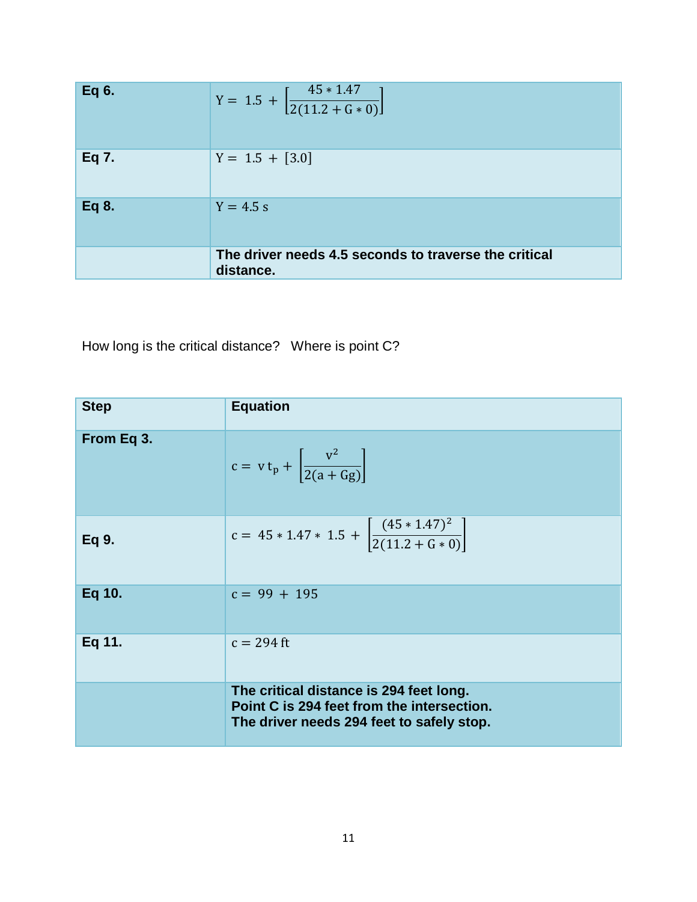| | |
|---|---|
| **Eq 6.** | $Y = 1.5 + \left[\frac{45 * 1.47}{2(11.2 + G * 0)}\right]$ |
| **Eq 7.** | $Y = 1.5 + [3.0]$ |
| **Eq 8.** | $Y = 4.5 \text{ s}$ |
| | **The driver needs 4.5 seconds to traverse the critical distance.** |

How long is the critical distance? Where is point C?

| **Step** | **Equation** |
|---|---|
| **From Eq 3.** | $c = v\,t_p + \left[\frac{v^2}{2(a + Gg)}\right]$ |
| **Eq 9.** | $c = 45 * 1.47 * 1.5 + \left[\frac{(45 * 1.47)^2}{2(11.2 + G * 0)}\right]$ |
| **Eq 10.** | $c = 99 + 195$ |
| **Eq 11.** | $c = 294 \text{ ft}$ |
| | **The critical distance is 294 feet long.**<br>**Point C is 294 feet from the intersection.**<br>**The driver needs 294 feet to safely stop.** |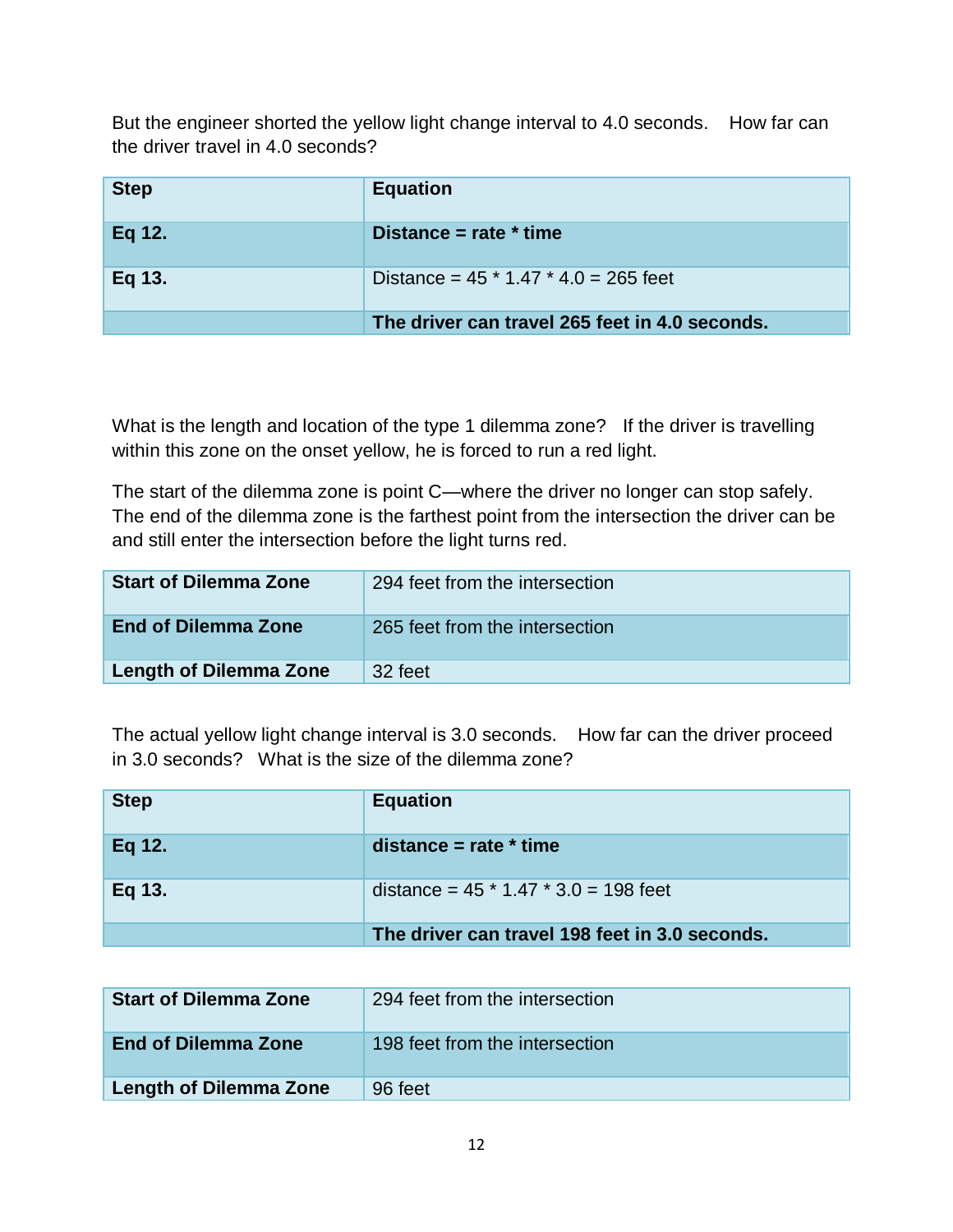But the engineer shorted the yellow light change interval to 4.0 seconds.   How far can the driver travel in 4.0 seconds?

| Step | Equation |
|---|---|
| **Eq 12.** | **Distance = rate * time** |
| **Eq 13.** | Distance = 45 * 1.47 * 4.0 = 265 feet |
| | **The driver can travel 265 feet in 4.0 seconds.** |

What is the length and location of the type 1 dilemma zone?   If the driver is travelling within this zone on the onset yellow, he is forced to run a red light.

The start of the dilemma zone is point C—where the driver no longer can stop safely. The end of the dilemma zone is the farthest point from the intersection the driver can be and still enter the intersection before the light turns red.

| **Start of Dilemma Zone** | 294 feet from the intersection |
|---|---|
| **End of Dilemma Zone** | 265 feet from the intersection |
| **Length of Dilemma Zone** | 32 feet |

The actual yellow light change interval is 3.0 seconds.   How far can the driver proceed in 3.0 seconds?   What is the size of the dilemma zone?

| Step | Equation |
|---|---|
| **Eq 12.** | **distance = rate * time** |
| **Eq 13.** | distance = 45 * 1.47 * 3.0 = 198 feet |
| | **The driver can travel 198 feet in 3.0 seconds.** |

| **Start of Dilemma Zone** | 294 feet from the intersection |
|---|---|
| **End of Dilemma Zone** | 198 feet from the intersection |
| **Length of Dilemma Zone** | 96 feet |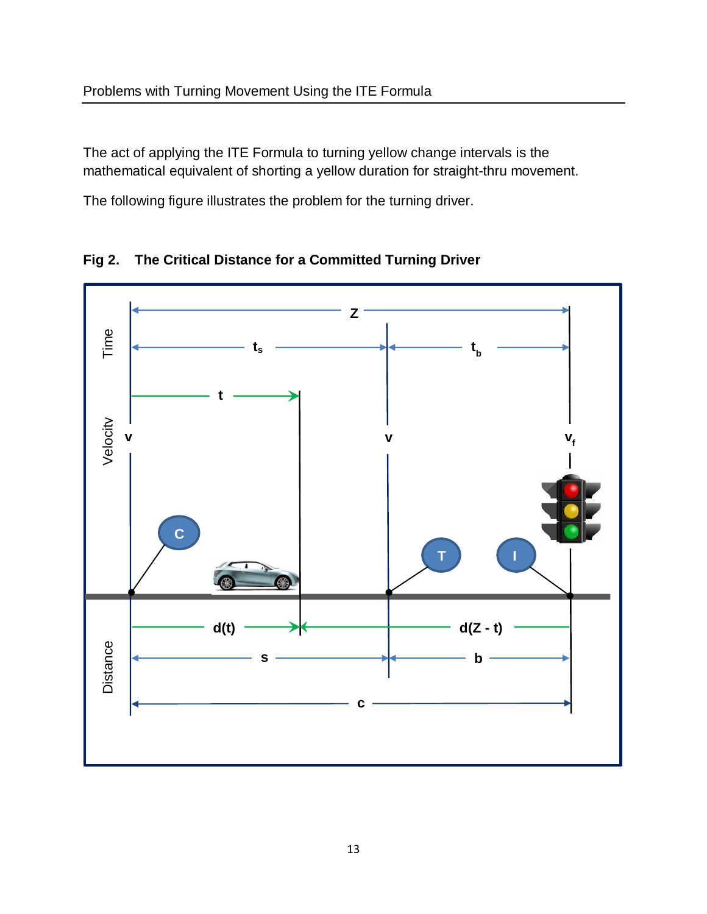The act of applying the ITE Formula to turning yellow change intervals is the mathematical equivalent of shorting a yellow duration for straight-thru movement.

The following figure illustrates the problem for the turning driver.

**Fig 2. The Critical Distance for a Committed Turning Driver**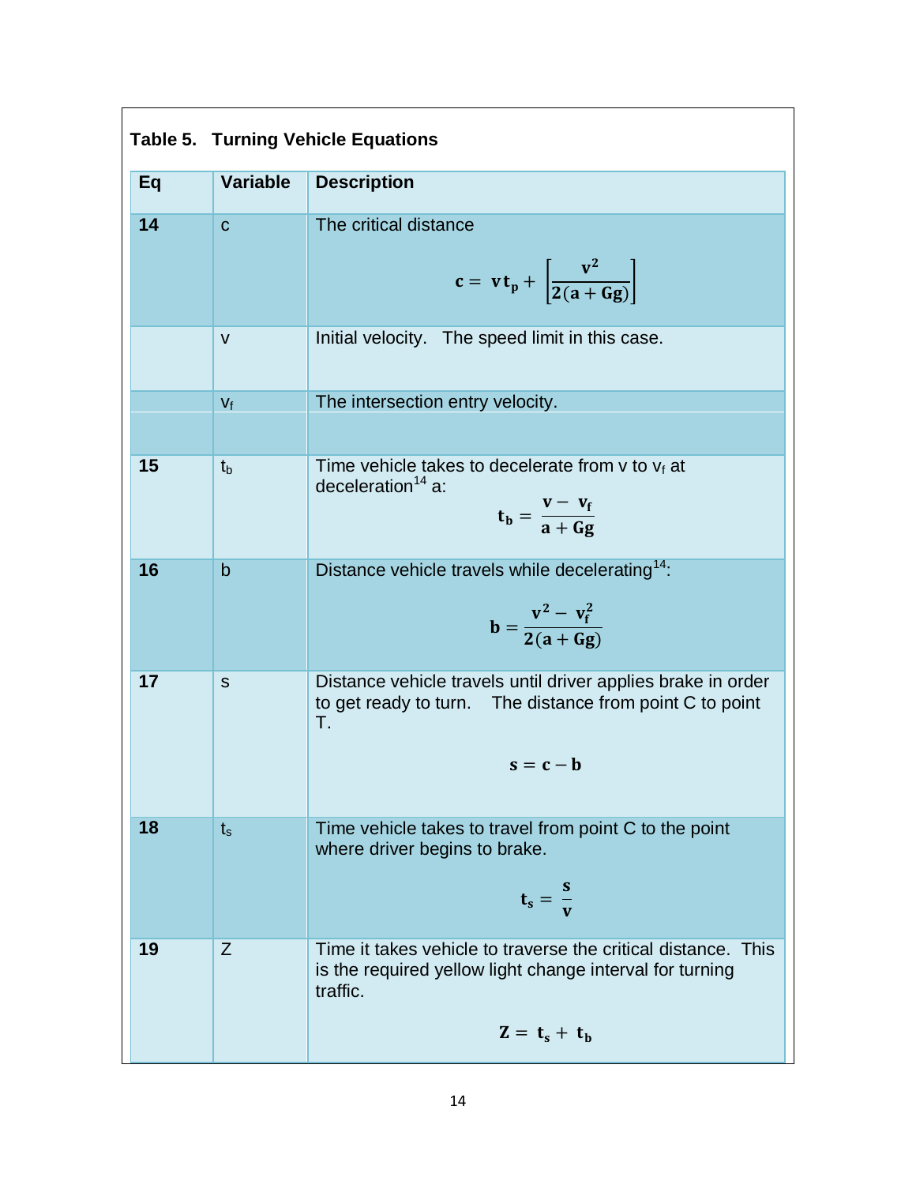**Table 5. Turning Vehicle Equations**

| Eq | Variable | Description |
|---|---|---|
| 14 | c | The critical distance $$\mathbf{c = v t_p + \left[\frac{v^2}{2(a + Gg)}\right]}$$ |
| | v | Initial velocity. The speed limit in this case. |
| | $v_f$ | The intersection entry velocity. |
| 15 | $t_b$ | Time vehicle takes to decelerate from v to $v_f$ at deceleration[14] a: $$\mathbf{t_b = \frac{v - v_f}{a + Gg}}$$ |
| 16 | b | Distance vehicle travels while decelerating[14]: $$\mathbf{b = \frac{v^2 - v_f^2}{2(a + Gg)}}$$ |
| 17 | s | Distance vehicle travels until driver applies brake in order to get ready to turn. The distance from point C to point T. $$\mathbf{s = c - b}$$ |
| 18 | $t_s$ | Time vehicle takes to travel from point C to the point where driver begins to brake. $$\mathbf{t_s = \frac{s}{v}}$$ |
| 19 | Z | Time it takes vehicle to traverse the critical distance. This is the required yellow light change interval for turning traffic. $$\mathbf{Z = t_s + t_b}$$ |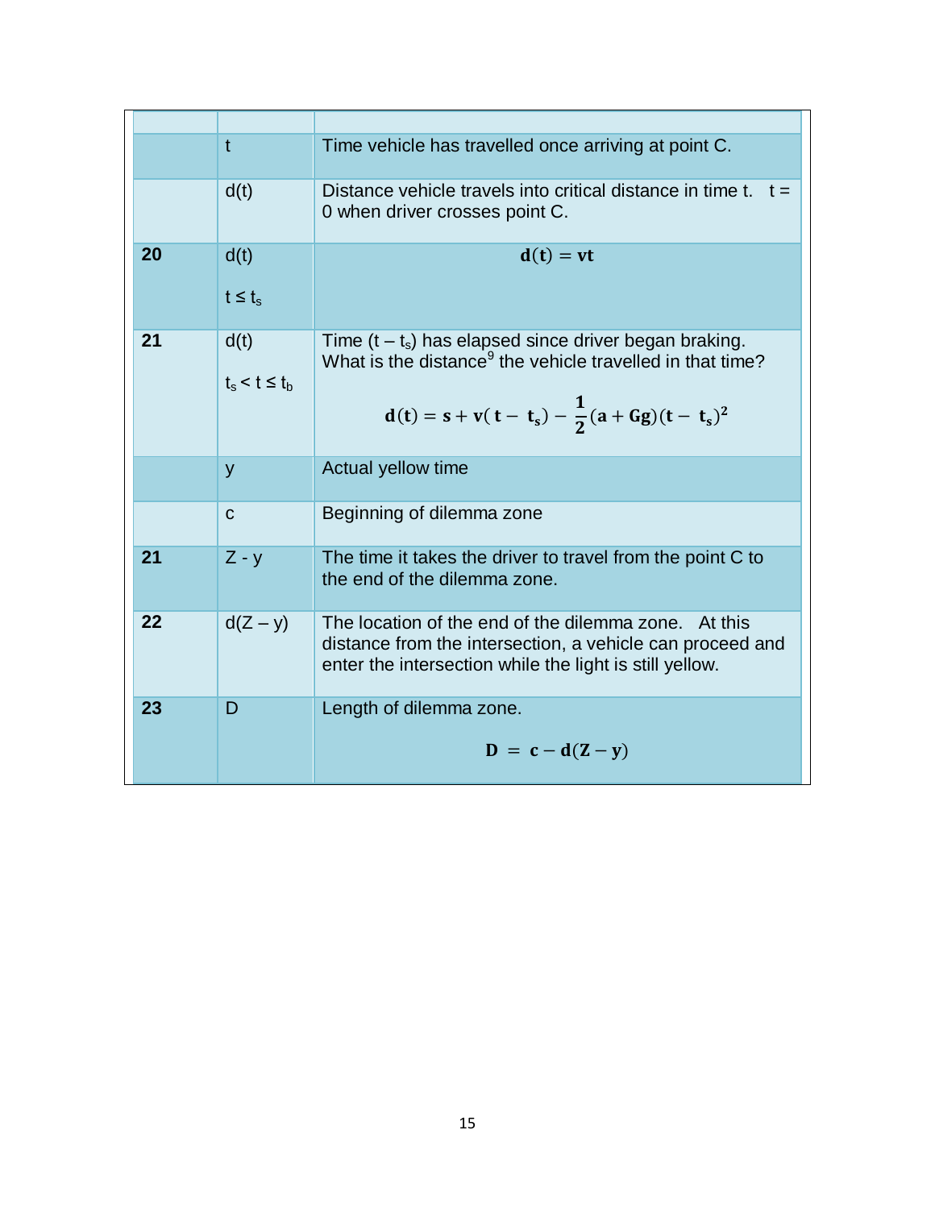| | | |
|---|---|---|
| | t | Time vehicle has travelled once arriving at point C. |
| | d(t) | Distance vehicle travels into critical distance in time t. t = 0 when driver crosses point C. |
| **20** | d(t)<br><br>$t \leq t_s$ | $$\mathbf{d(t) = vt}$$ |
| **21** | d(t)<br><br>$t_s < t \leq t_b$ | Time $(t - t_s)$ has elapsed since driver began braking. What is the distance[9] the vehicle travelled in that time?<br><br>$$\mathbf{d(t) = s + v(t - t_s) - \frac{1}{2}(a + Gg)(t - t_s)^2}$$ |
| | y | Actual yellow time |
| | c | Beginning of dilemma zone |
| **21** | Z - y | The time it takes the driver to travel from the point C to the end of the dilemma zone. |
| **22** | d(Z – y) | The location of the end of the dilemma zone. At this distance from the intersection, a vehicle can proceed and enter the intersection while the light is still yellow. |
| **23** | D | Length of dilemma zone.<br><br>$$\mathbf{D = c - d(Z - y)}$$ |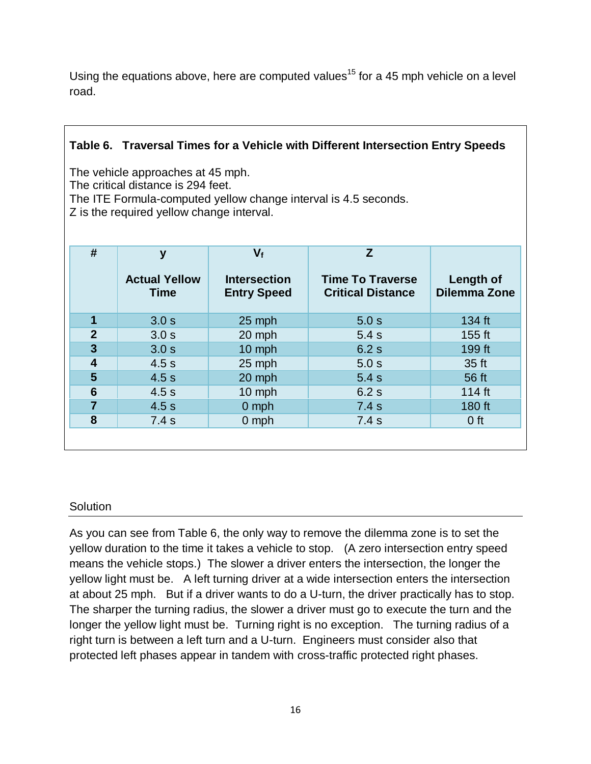Using the equations above, here are computed values[15] for a 45 mph vehicle on a level road.

**Table 6. Traversal Times for a Vehicle with Different Intersection Entry Speeds**

The vehicle approaches at 45 mph.
The critical distance is 294 feet.
The ITE Formula-computed yellow change interval is 4.5 seconds.
Z is the required yellow change interval.

| # | y<br>Actual Yellow Time | $V_f$<br>Intersection Entry Speed | Z<br>Time To Traverse Critical Distance | Length of Dilemma Zone |
|---|---|---|---|---|
| **1** | 3.0 s | 25 mph | 5.0 s | 134 ft |
| **2** | 3.0 s | 20 mph | 5.4 s | 155 ft |
| **3** | 3.0 s | 10 mph | 6.2 s | 199 ft |
| **4** | 4.5 s | 25 mph | 5.0 s | 35 ft |
| **5** | 4.5 s | 20 mph | 5.4 s | 56 ft |
| **6** | 4.5 s | 10 mph | 6.2 s | 114 ft |
| **7** | 4.5 s | 0 mph | 7.4 s | 180 ft |
| **8** | 7.4 s | 0 mph | 7.4 s | 0 ft |

## Solution

As you can see from Table 6, the only way to remove the dilemma zone is to set the yellow duration to the time it takes a vehicle to stop. (A zero intersection entry speed means the vehicle stops.) The slower a driver enters the intersection, the longer the yellow light must be. A left turning driver at a wide intersection enters the intersection at about 25 mph. But if a driver wants to do a U-turn, the driver practically has to stop. The sharper the turning radius, the slower a driver must go to execute the turn and the longer the yellow light must be. Turning right is no exception. The turning radius of a right turn is between a left turn and a U-turn. Engineers must consider also that protected left phases appear in tandem with cross-traffic protected right phases.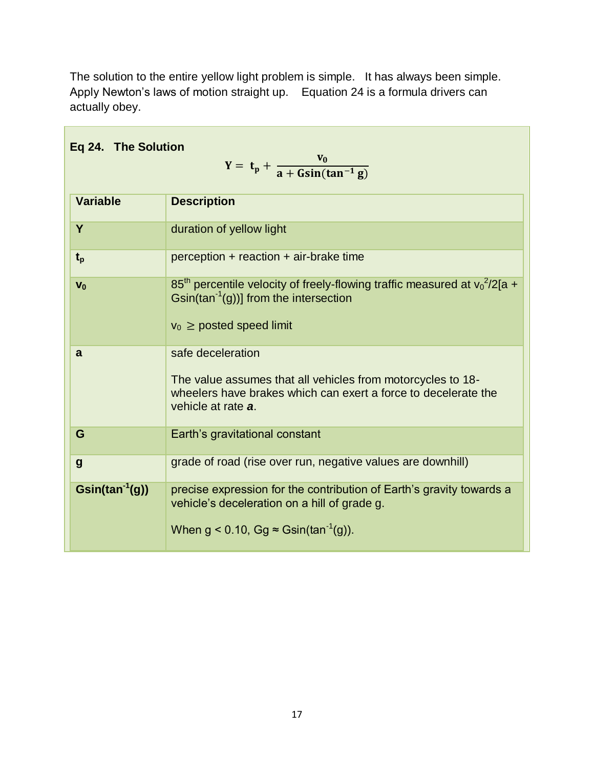The solution to the entire yellow light problem is simple. It has always been simple. Apply Newton's laws of motion straight up. Equation 24 is a formula drivers can actually obey.

**Eq 24. The Solution**

$$\mathbf{Y} = \mathbf{t_p} + \frac{\mathbf{v_0}}{\mathbf{a} + \mathbf{G}\sin(\tan^{-1}\mathbf{g})}$$

| Variable | Description |
|---|---|
| **Y** | duration of yellow light |
| $\mathbf{t_p}$ | perception + reaction + air-brake time |
| $\mathbf{v_0}$ | 85th percentile velocity of freely-flowing traffic measured at $v_0^2/2[a + G\sin(\tan^{-1}(g))]$ from the intersection<br><br>$v_0 \geq$ posted speed limit |
| **a** | safe deceleration<br><br>The value assumes that all vehicles from motorcycles to 18-wheelers have brakes which can exert a force to decelerate the vehicle at rate ***a***. |
| **G** | Earth's gravitational constant |
| **g** | grade of road (rise over run, negative values are downhill) |
| $\mathbf{G\sin(\tan^{-1}(g))}$ | precise expression for the contribution of Earth's gravity towards a vehicle's deceleration on a hill of grade g.<br><br>When $g < 0.10$, $Gg \approx G\sin(\tan^{-1}(g))$. |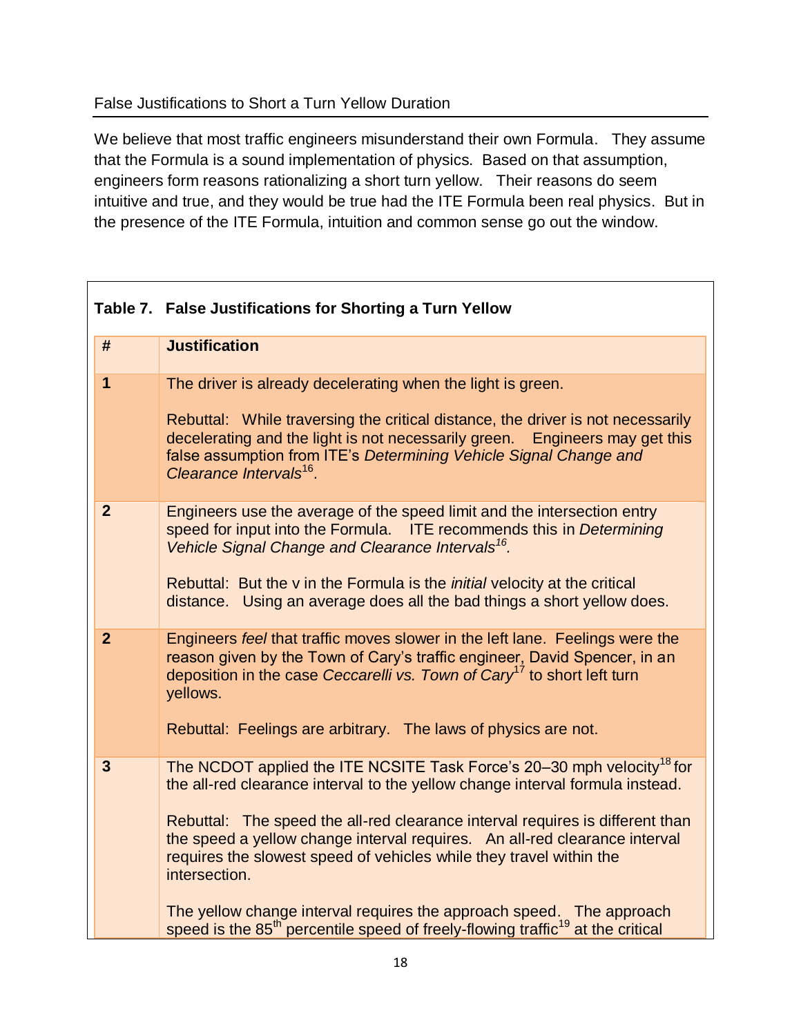## False Justifications to Short a Turn Yellow Duration

We believe that most traffic engineers misunderstand their own Formula. They assume that the Formula is a sound implementation of physics. Based on that assumption, engineers form reasons rationalizing a short turn yellow. Their reasons do seem intuitive and true, and they would be true had the ITE Formula been real physics. But in the presence of the ITE Formula, intuition and common sense go out the window.

**Table 7. False Justifications for Shorting a Turn Yellow**

| # | Justification |
|---|---|
| **1** | The driver is already decelerating when the light is green.<br><br>Rebuttal: While traversing the critical distance, the driver is not necessarily decelerating and the light is not necessarily green. Engineers may get this false assumption from ITE's *Determining Vehicle Signal Change and Clearance Intervals*[16]. |
| **2** | Engineers use the average of the speed limit and the intersection entry speed for input into the Formula. ITE recommends this in *Determining Vehicle Signal Change and Clearance Intervals*[16].<br><br>Rebuttal: But the v in the Formula is the *initial* velocity at the critical distance. Using an average does all the bad things a short yellow does. |
| **2** | Engineers *feel* that traffic moves slower in the left lane. Feelings were the reason given by the Town of Cary's traffic engineer, David Spencer, in an deposition in the case *Ceccarelli vs. Town of Cary*[17] to short left turn yellows.<br><br>Rebuttal: Feelings are arbitrary. The laws of physics are not. |
| **3** | The NCDOT applied the ITE NCSITE Task Force's 20–30 mph velocity[18] for the all-red clearance interval to the yellow change interval formula instead.<br><br>Rebuttal: The speed the all-red clearance interval requires is different than the speed a yellow change interval requires. An all-red clearance interval requires the slowest speed of vehicles while they travel within the intersection.<br><br>The yellow change interval requires the approach speed. The approach speed is the 85th percentile speed of freely-flowing traffic[19] at the critical |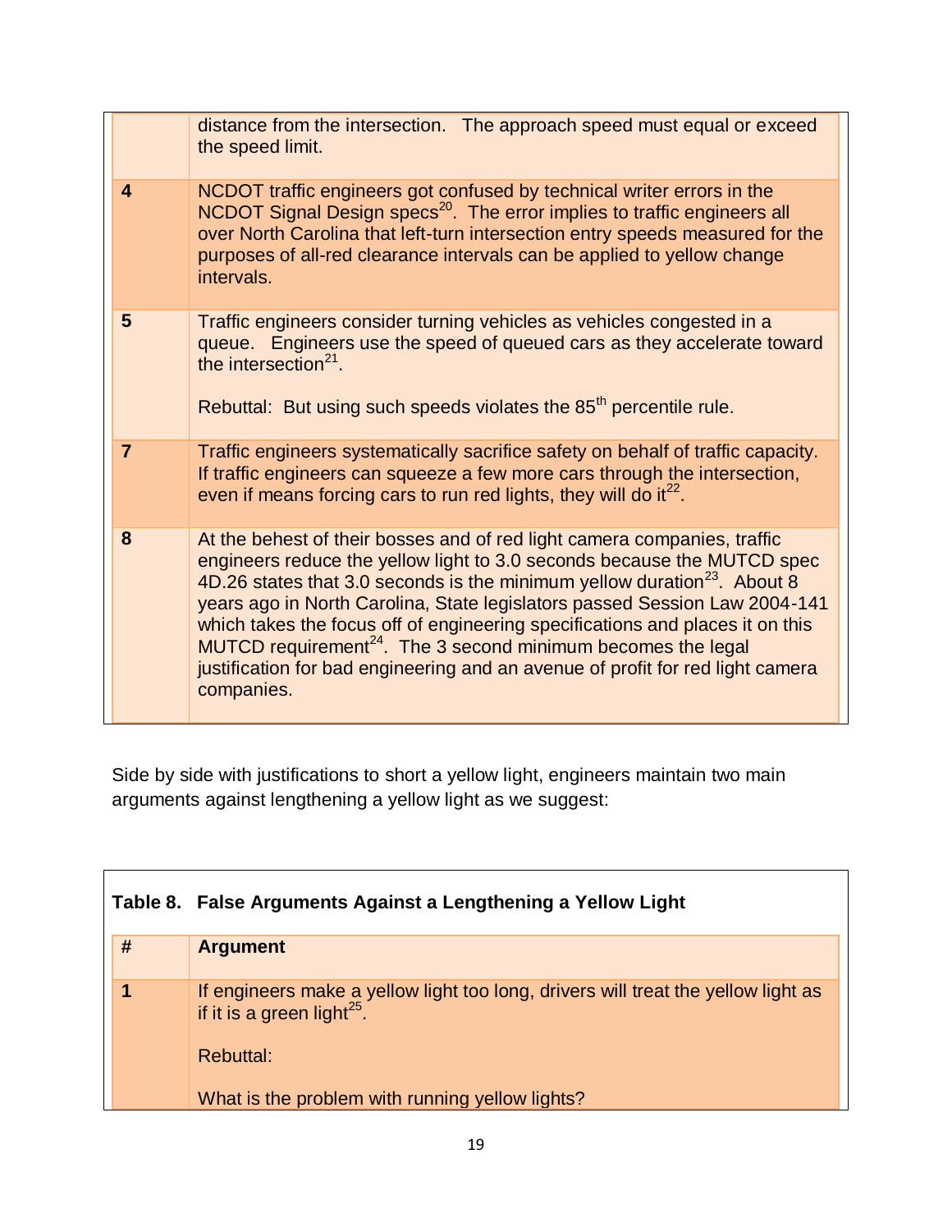|   |   |
|---|---|
|   | distance from the intersection. The approach speed must equal or exceed the speed limit. |
| **4** | NCDOT traffic engineers got confused by technical writer errors in the NCDOT Signal Design specs[20]. The error implies to traffic engineers all over North Carolina that left-turn intersection entry speeds measured for the purposes of all-red clearance intervals can be applied to yellow change intervals. |
| **5** | Traffic engineers consider turning vehicles as vehicles congested in a queue. Engineers use the speed of queued cars as they accelerate toward the intersection[21].<br><br>Rebuttal: But using such speeds violates the 85th percentile rule. |
| **7** | Traffic engineers systematically sacrifice safety on behalf of traffic capacity. If traffic engineers can squeeze a few more cars through the intersection, even if means forcing cars to run red lights, they will do it[22]. |
| **8** | At the behest of their bosses and of red light camera companies, traffic engineers reduce the yellow light to 3.0 seconds because the MUTCD spec 4D.26 states that 3.0 seconds is the minimum yellow duration[23]. About 8 years ago in North Carolina, State legislators passed Session Law 2004-141 which takes the focus off of engineering specifications and places it on this MUTCD requirement[24]. The 3 second minimum becomes the legal justification for bad engineering and an avenue of profit for red light camera companies. |

Side by side with justifications to short a yellow light, engineers maintain two main arguments against lengthening a yellow light as we suggest:

**Table 8. False Arguments Against a Lengthening a Yellow Light**

| # | Argument |
|---|---|
| **1** | If engineers make a yellow light too long, drivers will treat the yellow light as if it is a green light[25].<br><br>Rebuttal:<br><br>What is the problem with running yellow lights? |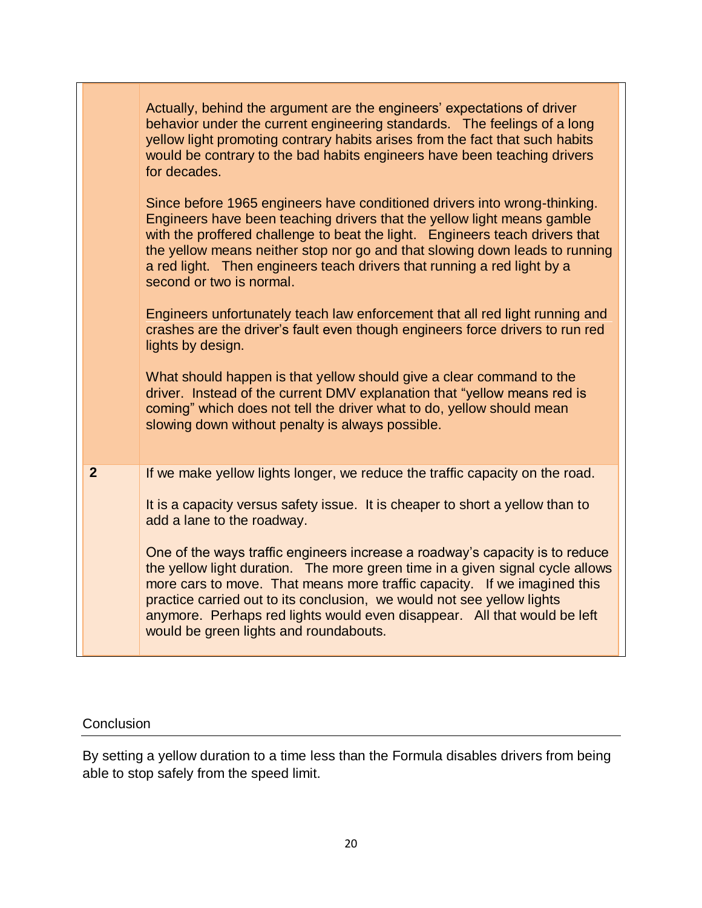| | |
|---|---|
| | Actually, behind the argument are the engineers' expectations of driver behavior under the current engineering standards. The feelings of a long yellow light promoting contrary habits arises from the fact that such habits would be contrary to the bad habits engineers have been teaching drivers for decades.<br><br>Since before 1965 engineers have conditioned drivers into wrong-thinking. Engineers have been teaching drivers that the yellow light means gamble with the proffered challenge to beat the light. Engineers teach drivers that the yellow means neither stop nor go and that slowing down leads to running a red light. Then engineers teach drivers that running a red light by a second or two is normal.<br><br>Engineers unfortunately teach law enforcement that all red light running and crashes are the driver's fault even though engineers force drivers to run red lights by design.<br><br>What should happen is that yellow should give a clear command to the driver. Instead of the current DMV explanation that "yellow means red is coming" which does not tell the driver what to do, yellow should mean slowing down without penalty is always possible. |
| **2** | If we make yellow lights longer, we reduce the traffic capacity on the road.<br><br>It is a capacity versus safety issue. It is cheaper to short a yellow than to add a lane to the roadway.<br><br>One of the ways traffic engineers increase a roadway's capacity is to reduce the yellow light duration. The more green time in a given signal cycle allows more cars to move. That means more traffic capacity. If we imagined this practice carried out to its conclusion, we would not see yellow lights anymore. Perhaps red lights would even disappear. All that would be left would be green lights and roundabouts. |

## Conclusion

By setting a yellow duration to a time less than the Formula disables drivers from being able to stop safely from the speed limit.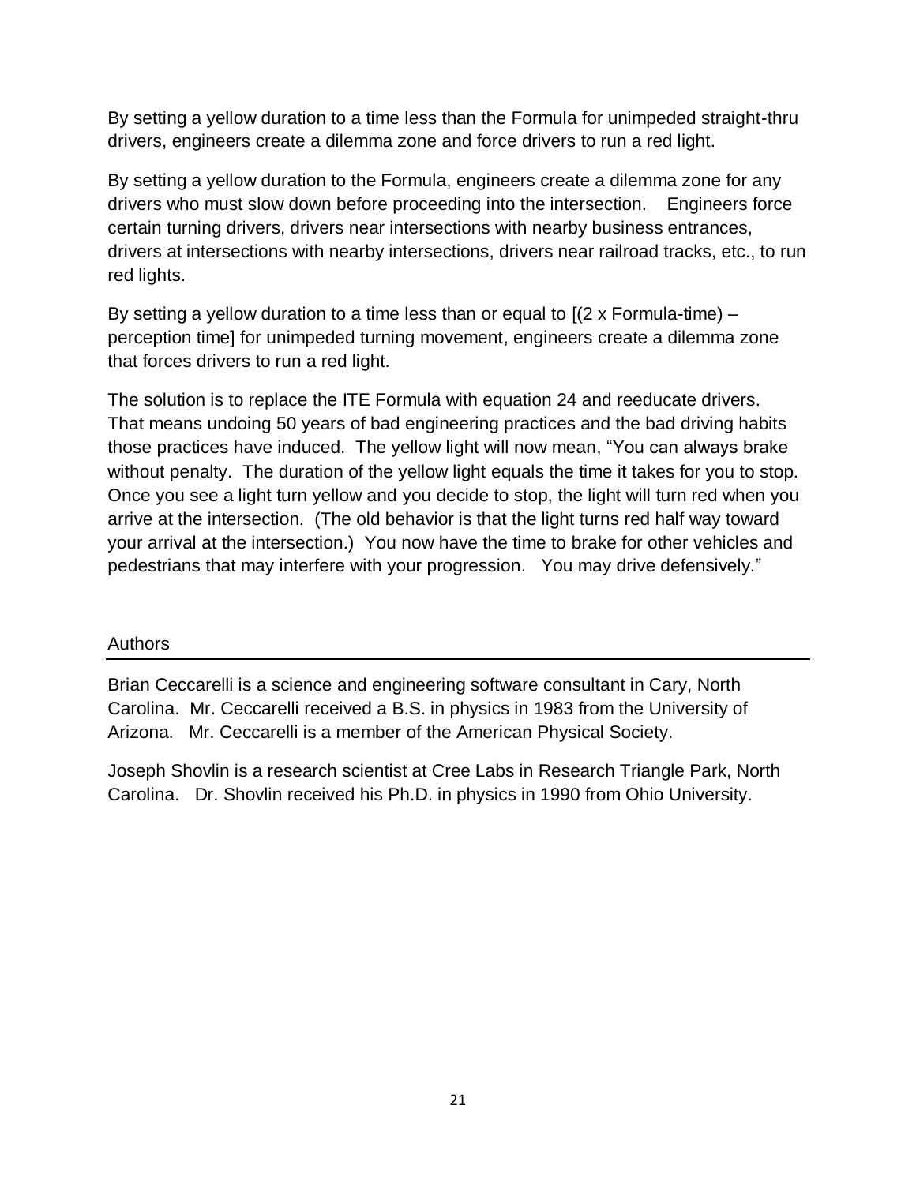By setting a yellow duration to a time less than the Formula for unimpeded straight-thru drivers, engineers create a dilemma zone and force drivers to run a red light.

By setting a yellow duration to the Formula, engineers create a dilemma zone for any drivers who must slow down before proceeding into the intersection. Engineers force certain turning drivers, drivers near intersections with nearby business entrances, drivers at intersections with nearby intersections, drivers near railroad tracks, etc., to run red lights.

By setting a yellow duration to a time less than or equal to [(2 x Formula-time) – perception time] for unimpeded turning movement, engineers create a dilemma zone that forces drivers to run a red light.

The solution is to replace the ITE Formula with equation 24 and reeducate drivers. That means undoing 50 years of bad engineering practices and the bad driving habits those practices have induced. The yellow light will now mean, "You can always brake without penalty. The duration of the yellow light equals the time it takes for you to stop. Once you see a light turn yellow and you decide to stop, the light will turn red when you arrive at the intersection. (The old behavior is that the light turns red half way toward your arrival at the intersection.) You now have the time to brake for other vehicles and pedestrians that may interfere with your progression. You may drive defensively."

## Authors

Brian Ceccarelli is a science and engineering software consultant in Cary, North Carolina. Mr. Ceccarelli received a B.S. in physics in 1983 from the University of Arizona. Mr. Ceccarelli is a member of the American Physical Society.

Joseph Shovlin is a research scientist at Cree Labs in Research Triangle Park, North Carolina. Dr. Shovlin received his Ph.D. in physics in 1990 from Ohio University.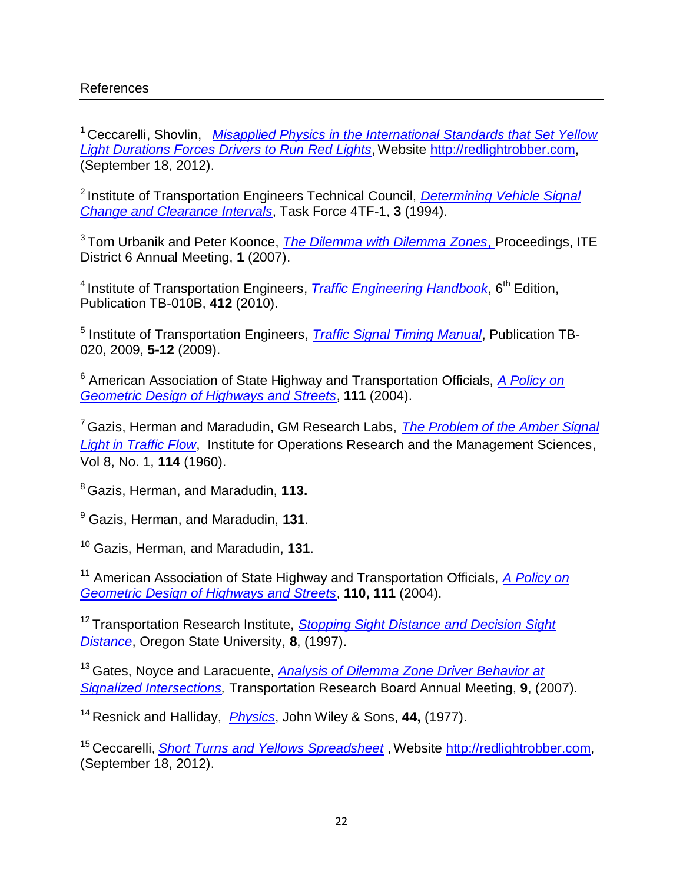## References

[1] Ceccarelli, Shovlin, *Misapplied Physics in the International Standards that Set Yellow Light Durations Forces Drivers to Run Red Lights*, Website http://redlightrobber.com, (September 18, 2012).

[2] Institute of Transportation Engineers Technical Council, *Determining Vehicle Signal Change and Clearance Intervals*, Task Force 4TF-1, **3** (1994).

[3] Tom Urbanik and Peter Koonce, *The Dilemma with Dilemma Zones,* Proceedings, ITE District 6 Annual Meeting, **1** (2007).

[4] Institute of Transportation Engineers, *Traffic Engineering Handbook*, 6th Edition, Publication TB-010B, **412** (2010).

[5] Institute of Transportation Engineers, *Traffic Signal Timing Manual*, Publication TB-020, 2009, **5-12** (2009).

[6] American Association of State Highway and Transportation Officials, *A Policy on Geometric Design of Highways and Streets*, **111** (2004).

[7] Gazis, Herman and Maradudin, GM Research Labs, *The Problem of the Amber Signal Light in Traffic Flow*, Institute for Operations Research and the Management Sciences, Vol 8, No. 1, **114** (1960).

[8] Gazis, Herman, and Maradudin, **113.**

[9] Gazis, Herman, and Maradudin, **131**.

[10] Gazis, Herman, and Maradudin, **131**.

[11] American Association of State Highway and Transportation Officials, *A Policy on Geometric Design of Highways and Streets*, **110, 111** (2004).

[12] Transportation Research Institute, *Stopping Sight Distance and Decision Sight Distance*, Oregon State University, **8**, (1997).

[13] Gates, Noyce and Laracuente, *Analysis of Dilemma Zone Driver Behavior at Signalized Intersections,* Transportation Research Board Annual Meeting, **9**, (2007).

[14] Resnick and Halliday, *Physics*, John Wiley & Sons, **44,** (1977).

[15] Ceccarelli, *Short Turns and Yellows Spreadsheet* , Website http://redlightrobber.com, (September 18, 2012).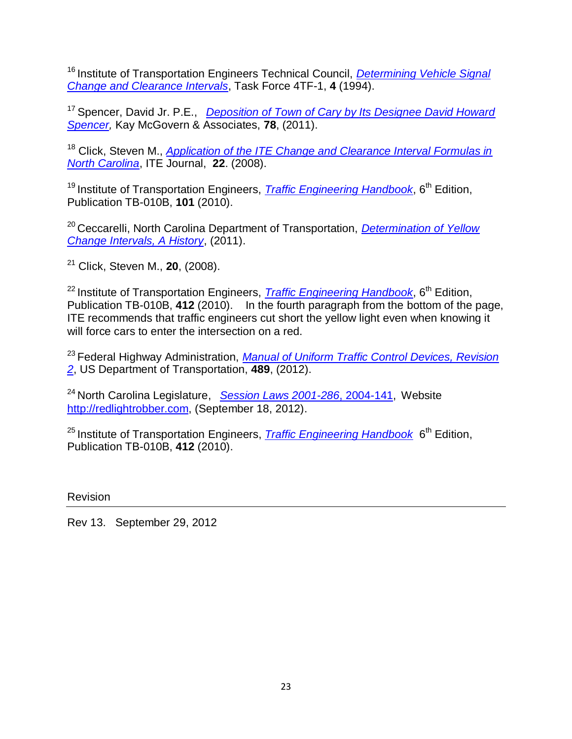[16] Institute of Transportation Engineers Technical Council, *Determining Vehicle Signal Change and Clearance Intervals*, Task Force 4TF-1, **4** (1994).

[17] Spencer, David Jr. P.E., *Deposition of Town of Cary by Its Designee David Howard Spencer,* Kay McGovern & Associates, **78**, (2011).

[18] Click, Steven M., *Application of the ITE Change and Clearance Interval Formulas in North Carolina*, ITE Journal, **22**. (2008).

[19] Institute of Transportation Engineers, *Traffic Engineering Handbook*, 6th Edition, Publication TB-010B, **101** (2010).

[20] Ceccarelli, North Carolina Department of Transportation, *Determination of Yellow Change Intervals, A History*, (2011).

[21] Click, Steven M., **20**, (2008).

[22] Institute of Transportation Engineers, *Traffic Engineering Handbook*, 6th Edition, Publication TB-010B, **412** (2010). In the fourth paragraph from the bottom of the page, ITE recommends that traffic engineers cut short the yellow light even when knowing it will force cars to enter the intersection on a red.

[23] Federal Highway Administration, *Manual of Uniform Traffic Control Devices, Revision 2*, US Department of Transportation, **489**, (2012).

[24] North Carolina Legislature, *Session Laws 2001-286*, 2004-141, Website http://redlightrobber.com, (September 18, 2012).

[25] Institute of Transportation Engineers, *Traffic Engineering Handbook* 6th Edition, Publication TB-010B, **412** (2010).

Revision

---

Rev 13. September 29, 2012